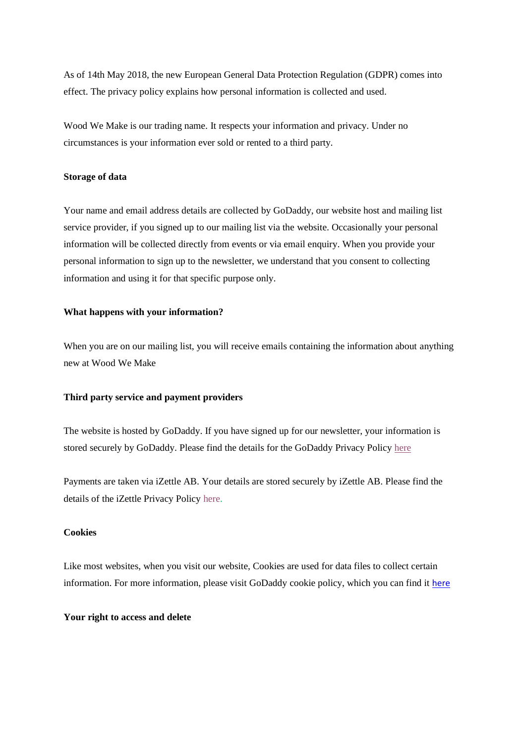As of 14th May 2018, the new European General Data Protection Regulation (GDPR) comes into effect. The privacy policy explains how personal information is collected and used.

Wood We Make is our trading name. It respects your information and privacy. Under no circumstances is your information ever sold or rented to a third party.

**Storage of data**

Your name and email address details are collected by GoDaddy, our website host and mailing list service provider, if you signed up to our mailing list via the website. Occasionally your personal information will be collected directly from events or via email enquiry. When you provide your personal information to sign up to the newsletter, we understand that you consent to collecting information and using it for that specific purpose only.

**What happens with your information?**

When you are on our mailing list, you will receive emails containing the information about anything new at Wood We Make

**Third party service and payment providers**

The website is hosted by GoDaddy. If you have signed up for our newsletter, your information is stored securely by GoDaddy. Please find the details for the GoDaddy Privacy Policy here

Payments are taken via iZettle AB. Your details are stored securely by iZettle AB. Please find the details of the iZettle Privacy Policy here.

**Cookies**

Like most websites, when you visit our website, Cookies are used for data files to collect certain information. For more information, please visit GoDaddy cookie policy, which you can find it here

**Your right to access and delete**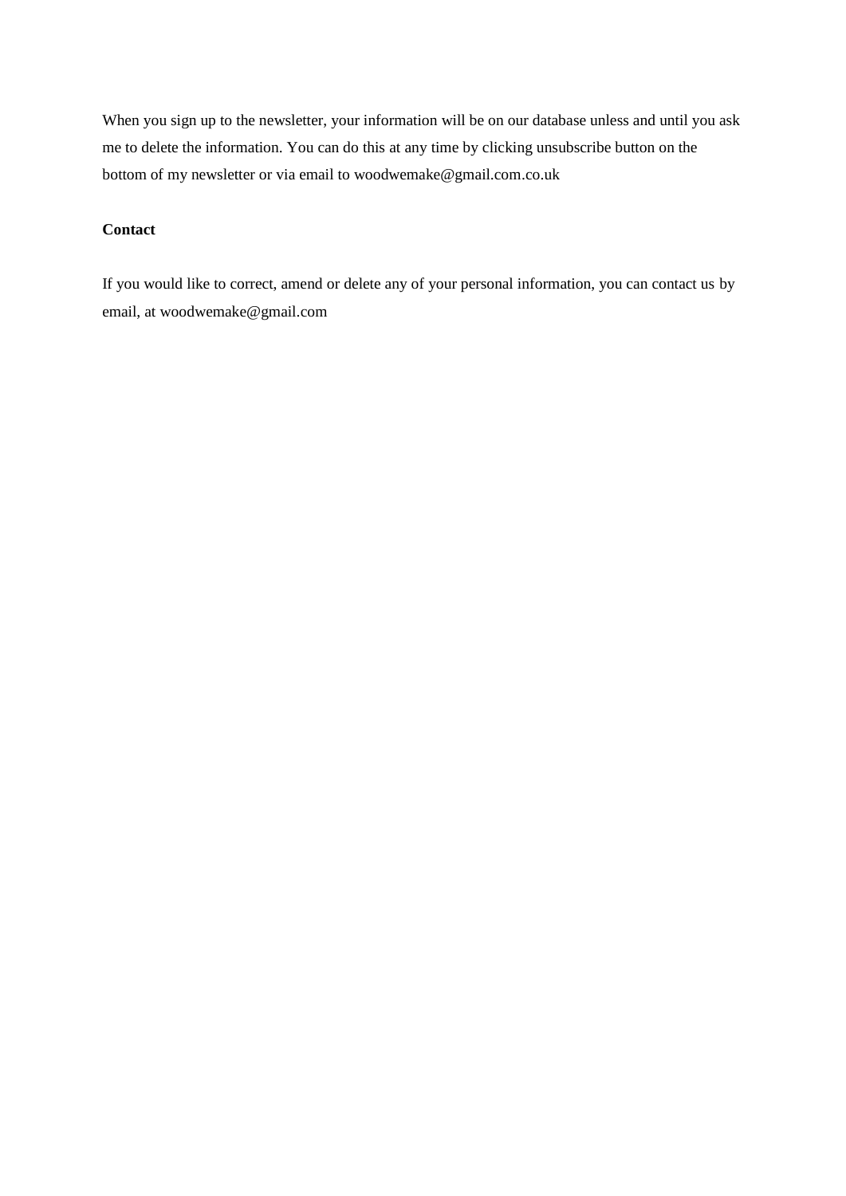When you sign up to the newsletter, your information will be on our database unless and until you ask me to delete the information. You can do this at any time by clicking unsubscribe button on the bottom of my newsletter or via email to woodwemake@gmail.com.co.uk

**Contact**

If you would like to correct, amend or delete any of your personal information, you can contact us by email, at woodwemake@gmail.com